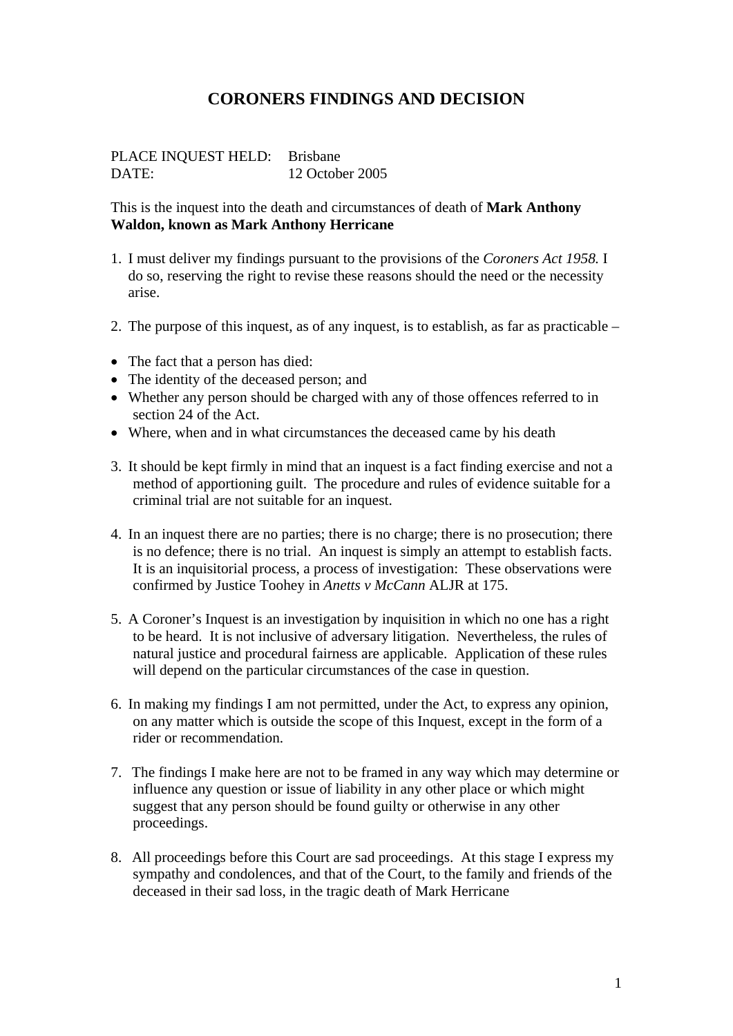# CORONERS FINDINGS AND DECISION

PLACE INQUEST HELD: Brisbane
DATE: 12 October 2005

This is the inquest into the death and circumstances of death of **Mark Anthony Waldon, known as Mark Anthony Herricane**

1. I must deliver my findings pursuant to the provisions of the *Coroners Act 1958.* I do so, reserving the right to revise these reasons should the need or the necessity arise.

2. The purpose of this inquest, as of any inquest, is to establish, as far as practicable –

- The fact that a person has died:
- The identity of the deceased person; and
- Whether any person should be charged with any of those offences referred to in section 24 of the Act.
- Where, when and in what circumstances the deceased came by his death

3. It should be kept firmly in mind that an inquest is a fact finding exercise and not a method of apportioning guilt. The procedure and rules of evidence suitable for a criminal trial are not suitable for an inquest.

4. In an inquest there are no parties; there is no charge; there is no prosecution; there is no defence; there is no trial. An inquest is simply an attempt to establish facts. It is an inquisitorial process, a process of investigation: These observations were confirmed by Justice Toohey in *Anetts v McCann* ALJR at 175.

5. A Coroner's Inquest is an investigation by inquisition in which no one has a right to be heard. It is not inclusive of adversary litigation. Nevertheless, the rules of natural justice and procedural fairness are applicable. Application of these rules will depend on the particular circumstances of the case in question.

6. In making my findings I am not permitted, under the Act, to express any opinion, on any matter which is outside the scope of this Inquest, except in the form of a rider or recommendation.

7. The findings I make here are not to be framed in any way which may determine or influence any question or issue of liability in any other place or which might suggest that any person should be found guilty or otherwise in any other proceedings.

8. All proceedings before this Court are sad proceedings. At this stage I express my sympathy and condolences, and that of the Court, to the family and friends of the deceased in their sad loss, in the tragic death of Mark Herricane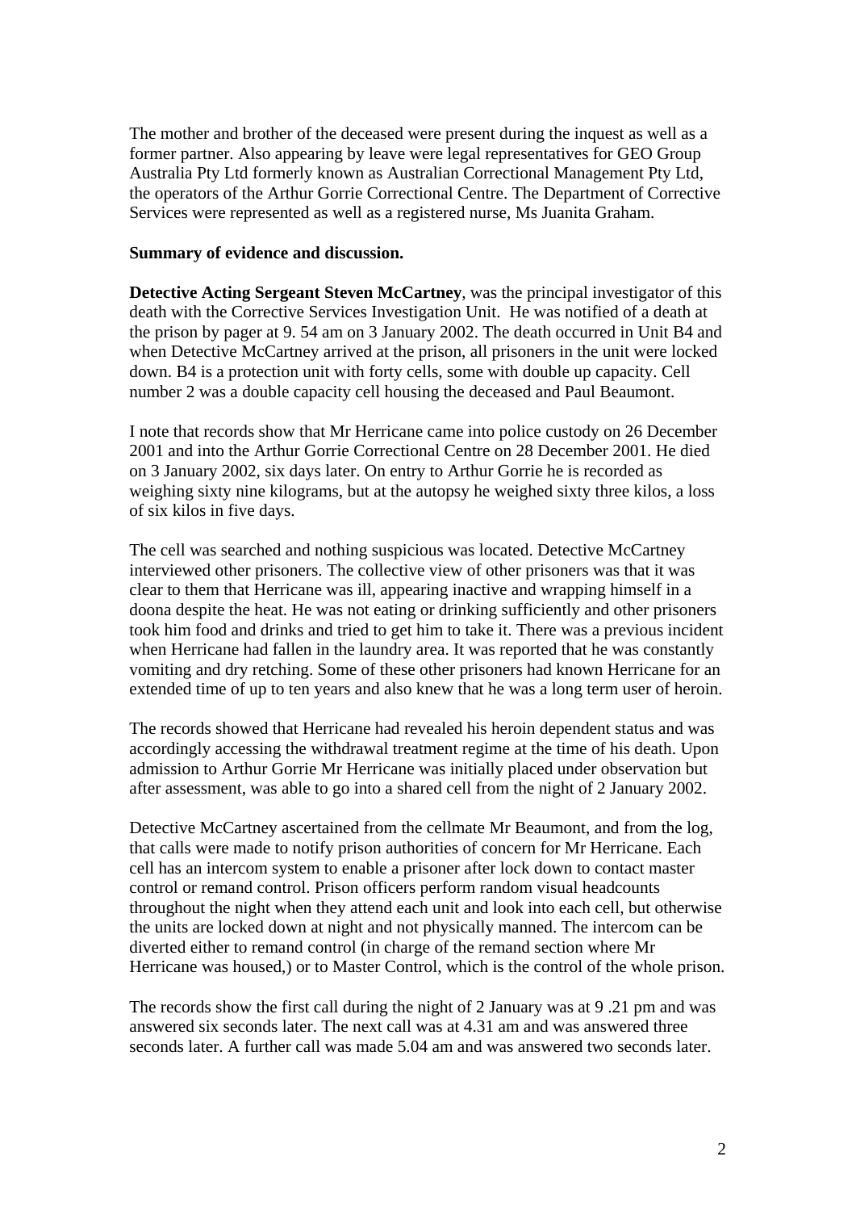The mother and brother of the deceased were present during the inquest as well as a former partner. Also appearing by leave were legal representatives for GEO Group Australia Pty Ltd formerly known as Australian Correctional Management Pty Ltd, the operators of the Arthur Gorrie Correctional Centre. The Department of Corrective Services were represented as well as a registered nurse, Ms Juanita Graham.

**Summary of evidence and discussion.**

**Detective Acting Sergeant Steven McCartney**, was the principal investigator of this death with the Corrective Services Investigation Unit. He was notified of a death at the prison by pager at 9. 54 am on 3 January 2002. The death occurred in Unit B4 and when Detective McCartney arrived at the prison, all prisoners in the unit were locked down. B4 is a protection unit with forty cells, some with double up capacity. Cell number 2 was a double capacity cell housing the deceased and Paul Beaumont.

I note that records show that Mr Herricane came into police custody on 26 December 2001 and into the Arthur Gorrie Correctional Centre on 28 December 2001. He died on 3 January 2002, six days later. On entry to Arthur Gorrie he is recorded as weighing sixty nine kilograms, but at the autopsy he weighed sixty three kilos, a loss of six kilos in five days.

The cell was searched and nothing suspicious was located. Detective McCartney interviewed other prisoners. The collective view of other prisoners was that it was clear to them that Herricane was ill, appearing inactive and wrapping himself in a doona despite the heat. He was not eating or drinking sufficiently and other prisoners took him food and drinks and tried to get him to take it. There was a previous incident when Herricane had fallen in the laundry area. It was reported that he was constantly vomiting and dry retching. Some of these other prisoners had known Herricane for an extended time of up to ten years and also knew that he was a long term user of heroin.

The records showed that Herricane had revealed his heroin dependent status and was accordingly accessing the withdrawal treatment regime at the time of his death. Upon admission to Arthur Gorrie Mr Herricane was initially placed under observation but after assessment, was able to go into a shared cell from the night of 2 January 2002.

Detective McCartney ascertained from the cellmate Mr Beaumont, and from the log, that calls were made to notify prison authorities of concern for Mr Herricane. Each cell has an intercom system to enable a prisoner after lock down to contact master control or remand control. Prison officers perform random visual headcounts throughout the night when they attend each unit and look into each cell, but otherwise the units are locked down at night and not physically manned. The intercom can be diverted either to remand control (in charge of the remand section where Mr Herricane was housed,) or to Master Control, which is the control of the whole prison.

The records show the first call during the night of 2 January was at 9 .21 pm and was answered six seconds later. The next call was at 4.31 am and was answered three seconds later. A further call was made 5.04 am and was answered two seconds later.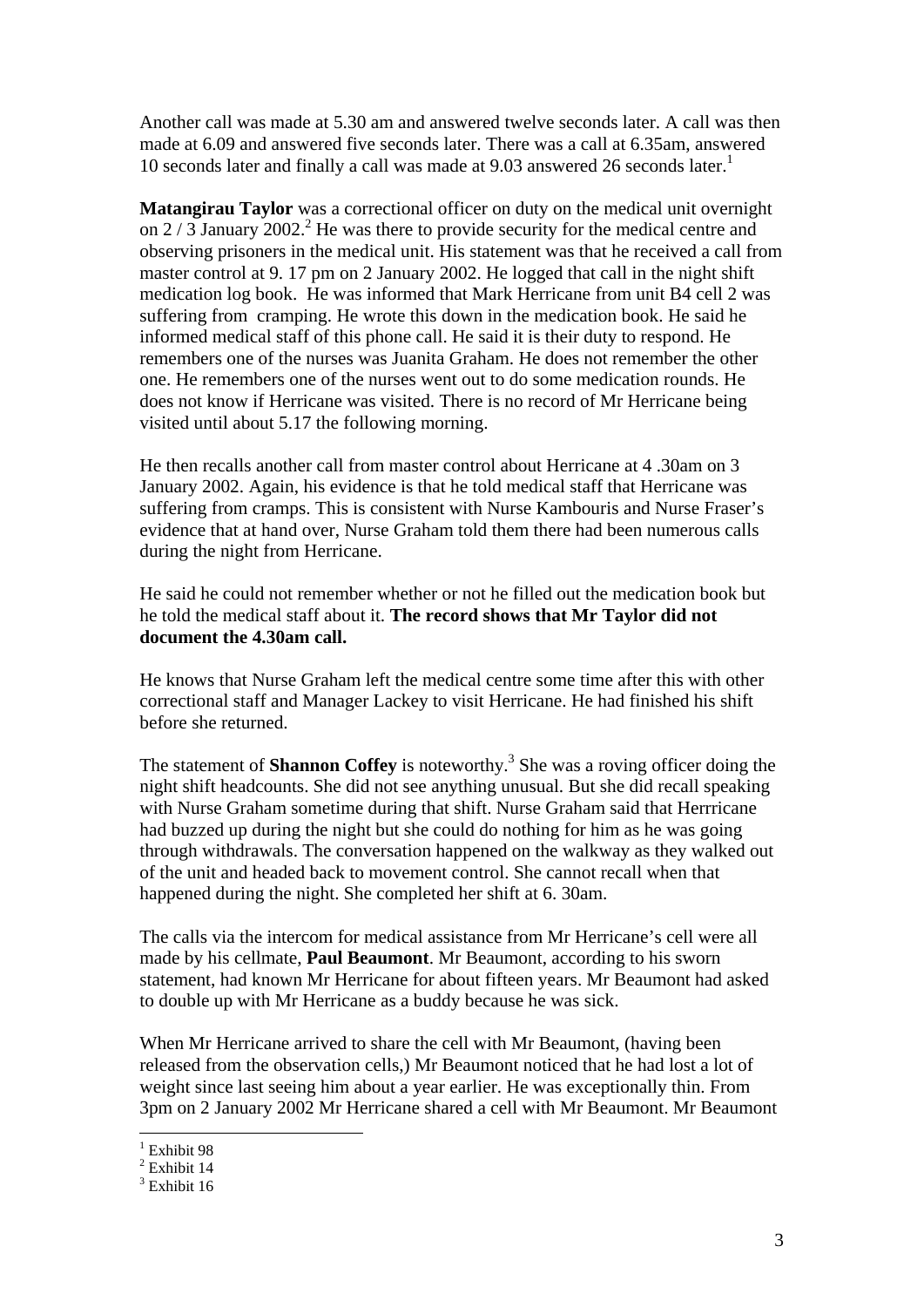Another call was made at 5.30 am and answered twelve seconds later. A call was then made at 6.09 and answered five seconds later. There was a call at 6.35am, answered 10 seconds later and finally a call was made at 9.03 answered 26 seconds later.[1]

**Matangirau Taylor** was a correctional officer on duty on the medical unit overnight on 2 / 3 January 2002.[2] He was there to provide security for the medical centre and observing prisoners in the medical unit. His statement was that he received a call from master control at 9. 17 pm on 2 January 2002. He logged that call in the night shift medication log book. He was informed that Mark Herricane from unit B4 cell 2 was suffering from cramping. He wrote this down in the medication book. He said he informed medical staff of this phone call. He said it is their duty to respond. He remembers one of the nurses was Juanita Graham. He does not remember the other one. He remembers one of the nurses went out to do some medication rounds. He does not know if Herricane was visited. There is no record of Mr Herricane being visited until about 5.17 the following morning.

He then recalls another call from master control about Herricane at 4 .30am on 3 January 2002. Again, his evidence is that he told medical staff that Herricane was suffering from cramps. This is consistent with Nurse Kambouris and Nurse Fraser's evidence that at hand over, Nurse Graham told them there had been numerous calls during the night from Herricane.

He said he could not remember whether or not he filled out the medication book but he told the medical staff about it. **The record shows that Mr Taylor did not document the 4.30am call.**

He knows that Nurse Graham left the medical centre some time after this with other correctional staff and Manager Lackey to visit Herricane. He had finished his shift before she returned.

The statement of **Shannon Coffey** is noteworthy.[3] She was a roving officer doing the night shift headcounts. She did not see anything unusual. But she did recall speaking with Nurse Graham sometime during that shift. Nurse Graham said that Herrricane had buzzed up during the night but she could do nothing for him as he was going through withdrawals. The conversation happened on the walkway as they walked out of the unit and headed back to movement control. She cannot recall when that happened during the night. She completed her shift at 6. 30am.

The calls via the intercom for medical assistance from Mr Herricane's cell were all made by his cellmate, **Paul Beaumont**. Mr Beaumont, according to his sworn statement, had known Mr Herricane for about fifteen years. Mr Beaumont had asked to double up with Mr Herricane as a buddy because he was sick.

When Mr Herricane arrived to share the cell with Mr Beaumont, (having been released from the observation cells,) Mr Beaumont noticed that he had lost a lot of weight since last seeing him about a year earlier. He was exceptionally thin. From 3pm on 2 January 2002 Mr Herricane shared a cell with Mr Beaumont. Mr Beaumont

---

[1] Exhibit 98

[2] Exhibit 14

[3] Exhibit 16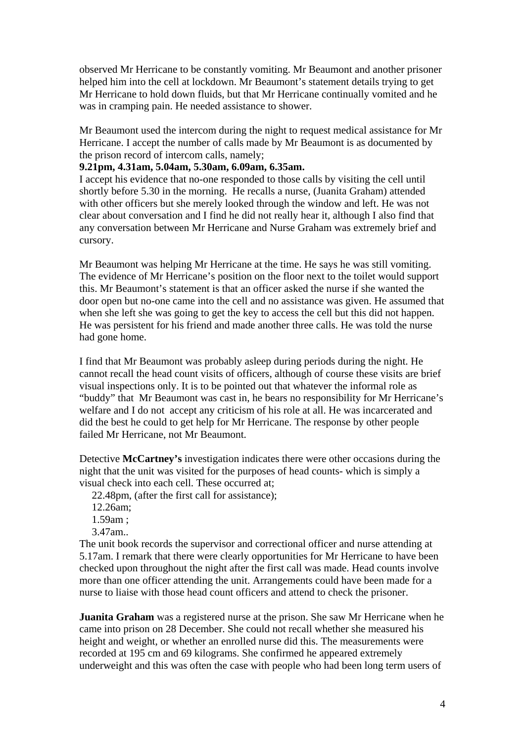observed Mr Herricane to be constantly vomiting. Mr Beaumont and another prisoner helped him into the cell at lockdown. Mr Beaumont's statement details trying to get Mr Herricane to hold down fluids, but that Mr Herricane continually vomited and he was in cramping pain. He needed assistance to shower.

Mr Beaumont used the intercom during the night to request medical assistance for Mr Herricane. I accept the number of calls made by Mr Beaumont is as documented by the prison record of intercom calls, namely;

**9.21pm, 4.31am, 5.04am, 5.30am, 6.09am, 6.35am.**

I accept his evidence that no-one responded to those calls by visiting the cell until shortly before 5.30 in the morning. He recalls a nurse, (Juanita Graham) attended with other officers but she merely looked through the window and left. He was not clear about conversation and I find he did not really hear it, although I also find that any conversation between Mr Herricane and Nurse Graham was extremely brief and cursory.

Mr Beaumont was helping Mr Herricane at the time. He says he was still vomiting. The evidence of Mr Herricane's position on the floor next to the toilet would support this. Mr Beaumont's statement is that an officer asked the nurse if she wanted the door open but no-one came into the cell and no assistance was given. He assumed that when she left she was going to get the key to access the cell but this did not happen. He was persistent for his friend and made another three calls. He was told the nurse had gone home.

I find that Mr Beaumont was probably asleep during periods during the night. He cannot recall the head count visits of officers, although of course these visits are brief visual inspections only. It is to be pointed out that whatever the informal role as "buddy" that Mr Beaumont was cast in, he bears no responsibility for Mr Herricane's welfare and I do not accept any criticism of his role at all. He was incarcerated and did the best he could to get help for Mr Herricane. The response by other people failed Mr Herricane, not Mr Beaumont.

Detective **McCartney's** investigation indicates there were other occasions during the night that the unit was visited for the purposes of head counts- which is simply a visual check into each cell. These occurred at;

22.48pm, (after the first call for assistance);
12.26am;
1.59am ;
3.47am..

The unit book records the supervisor and correctional officer and nurse attending at 5.17am. I remark that there were clearly opportunities for Mr Herricane to have been checked upon throughout the night after the first call was made. Head counts involve more than one officer attending the unit. Arrangements could have been made for a nurse to liaise with those head count officers and attend to check the prisoner.

**Juanita Graham** was a registered nurse at the prison. She saw Mr Herricane when he came into prison on 28 December. She could not recall whether she measured his height and weight, or whether an enrolled nurse did this. The measurements were recorded at 195 cm and 69 kilograms. She confirmed he appeared extremely underweight and this was often the case with people who had been long term users of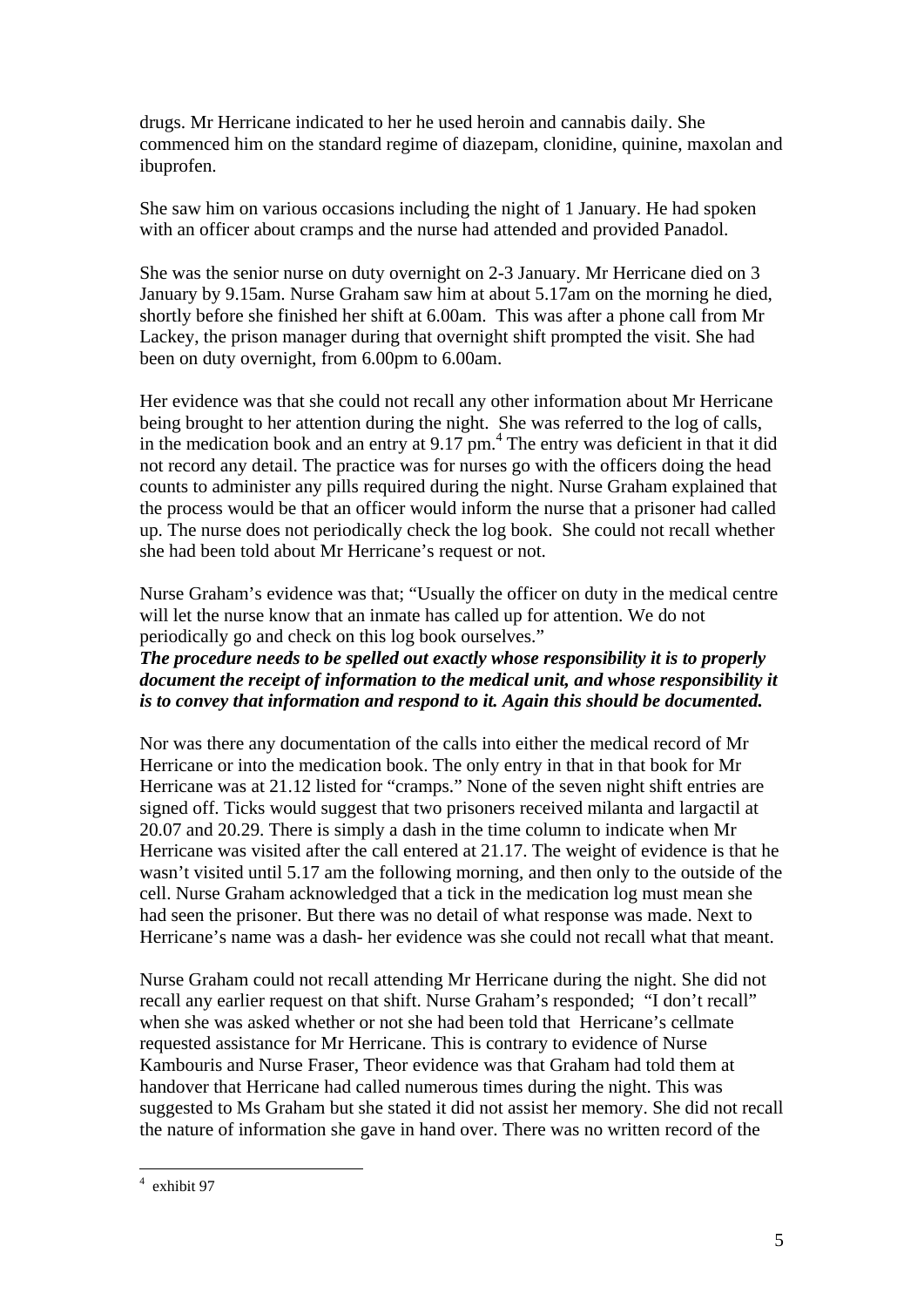drugs. Mr Herricane indicated to her he used heroin and cannabis daily. She commenced him on the standard regime of diazepam, clonidine, quinine, maxolan and ibuprofen.

She saw him on various occasions including the night of 1 January. He had spoken with an officer about cramps and the nurse had attended and provided Panadol.

She was the senior nurse on duty overnight on 2-3 January. Mr Herricane died on 3 January by 9.15am. Nurse Graham saw him at about 5.17am on the morning he died, shortly before she finished her shift at 6.00am. This was after a phone call from Mr Lackey, the prison manager during that overnight shift prompted the visit. She had been on duty overnight, from 6.00pm to 6.00am.

Her evidence was that she could not recall any other information about Mr Herricane being brought to her attention during the night. She was referred to the log of calls, in the medication book and an entry at 9.17 pm.[4] The entry was deficient in that it did not record any detail. The practice was for nurses go with the officers doing the head counts to administer any pills required during the night. Nurse Graham explained that the process would be that an officer would inform the nurse that a prisoner had called up. The nurse does not periodically check the log book. She could not recall whether she had been told about Mr Herricane's request or not.

Nurse Graham's evidence was that; "Usually the officer on duty in the medical centre will let the nurse know that an inmate has called up for attention. We do not periodically go and check on this log book ourselves."

***The procedure needs to be spelled out exactly whose responsibility it is to properly document the receipt of information to the medical unit, and whose responsibility it is to convey that information and respond to it. Again this should be documented.***

Nor was there any documentation of the calls into either the medical record of Mr Herricane or into the medication book. The only entry in that in that book for Mr Herricane was at 21.12 listed for "cramps." None of the seven night shift entries are signed off. Ticks would suggest that two prisoners received milanta and largactil at 20.07 and 20.29. There is simply a dash in the time column to indicate when Mr Herricane was visited after the call entered at 21.17. The weight of evidence is that he wasn't visited until 5.17 am the following morning, and then only to the outside of the cell. Nurse Graham acknowledged that a tick in the medication log must mean she had seen the prisoner. But there was no detail of what response was made. Next to Herricane's name was a dash- her evidence was she could not recall what that meant.

Nurse Graham could not recall attending Mr Herricane during the night. She did not recall any earlier request on that shift. Nurse Graham's responded; "I don't recall" when she was asked whether or not she had been told that Herricane's cellmate requested assistance for Mr Herricane. This is contrary to evidence of Nurse Kambouris and Nurse Fraser, Theor evidence was that Graham had told them at handover that Herricane had called numerous times during the night. This was suggested to Ms Graham but she stated it did not assist her memory. She did not recall the nature of information she gave in hand over. There was no written record of the

---

[4] exhibit 97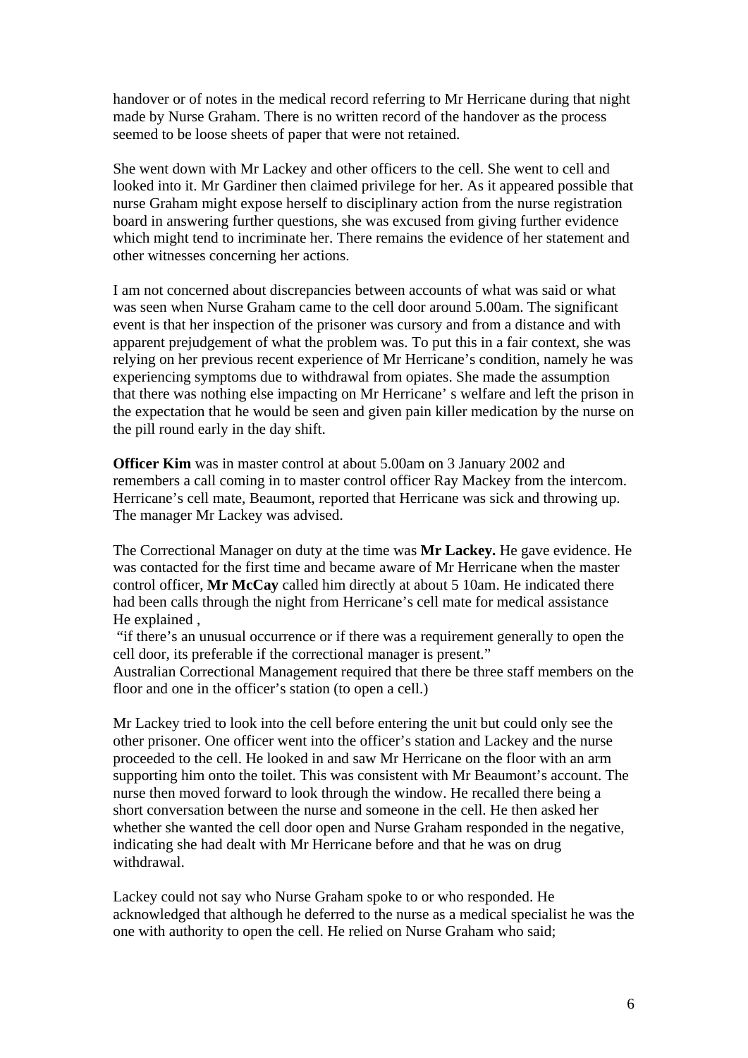handover or of notes in the medical record referring to Mr Herricane during that night made by Nurse Graham. There is no written record of the handover as the process seemed to be loose sheets of paper that were not retained.

She went down with Mr Lackey and other officers to the cell. She went to cell and looked into it. Mr Gardiner then claimed privilege for her. As it appeared possible that nurse Graham might expose herself to disciplinary action from the nurse registration board in answering further questions, she was excused from giving further evidence which might tend to incriminate her. There remains the evidence of her statement and other witnesses concerning her actions.

I am not concerned about discrepancies between accounts of what was said or what was seen when Nurse Graham came to the cell door around 5.00am. The significant event is that her inspection of the prisoner was cursory and from a distance and with apparent prejudgement of what the problem was. To put this in a fair context, she was relying on her previous recent experience of Mr Herricane's condition, namely he was experiencing symptoms due to withdrawal from opiates. She made the assumption that there was nothing else impacting on Mr Herricane' s welfare and left the prison in the expectation that he would be seen and given pain killer medication by the nurse on the pill round early in the day shift.

**Officer Kim** was in master control at about 5.00am on 3 January 2002 and remembers a call coming in to master control officer Ray Mackey from the intercom. Herricane's cell mate, Beaumont, reported that Herricane was sick and throwing up. The manager Mr Lackey was advised.

The Correctional Manager on duty at the time was **Mr Lackey.** He gave evidence. He was contacted for the first time and became aware of Mr Herricane when the master control officer, **Mr McCay** called him directly at about 5 10am. He indicated there had been calls through the night from Herricane's cell mate for medical assistance He explained ,

"if there's an unusual occurrence or if there was a requirement generally to open the cell door, its preferable if the correctional manager is present."

Australian Correctional Management required that there be three staff members on the floor and one in the officer's station (to open a cell.)

Mr Lackey tried to look into the cell before entering the unit but could only see the other prisoner. One officer went into the officer's station and Lackey and the nurse proceeded to the cell. He looked in and saw Mr Herricane on the floor with an arm supporting him onto the toilet. This was consistent with Mr Beaumont's account. The nurse then moved forward to look through the window. He recalled there being a short conversation between the nurse and someone in the cell. He then asked her whether she wanted the cell door open and Nurse Graham responded in the negative, indicating she had dealt with Mr Herricane before and that he was on drug withdrawal.

Lackey could not say who Nurse Graham spoke to or who responded. He acknowledged that although he deferred to the nurse as a medical specialist he was the one with authority to open the cell. He relied on Nurse Graham who said;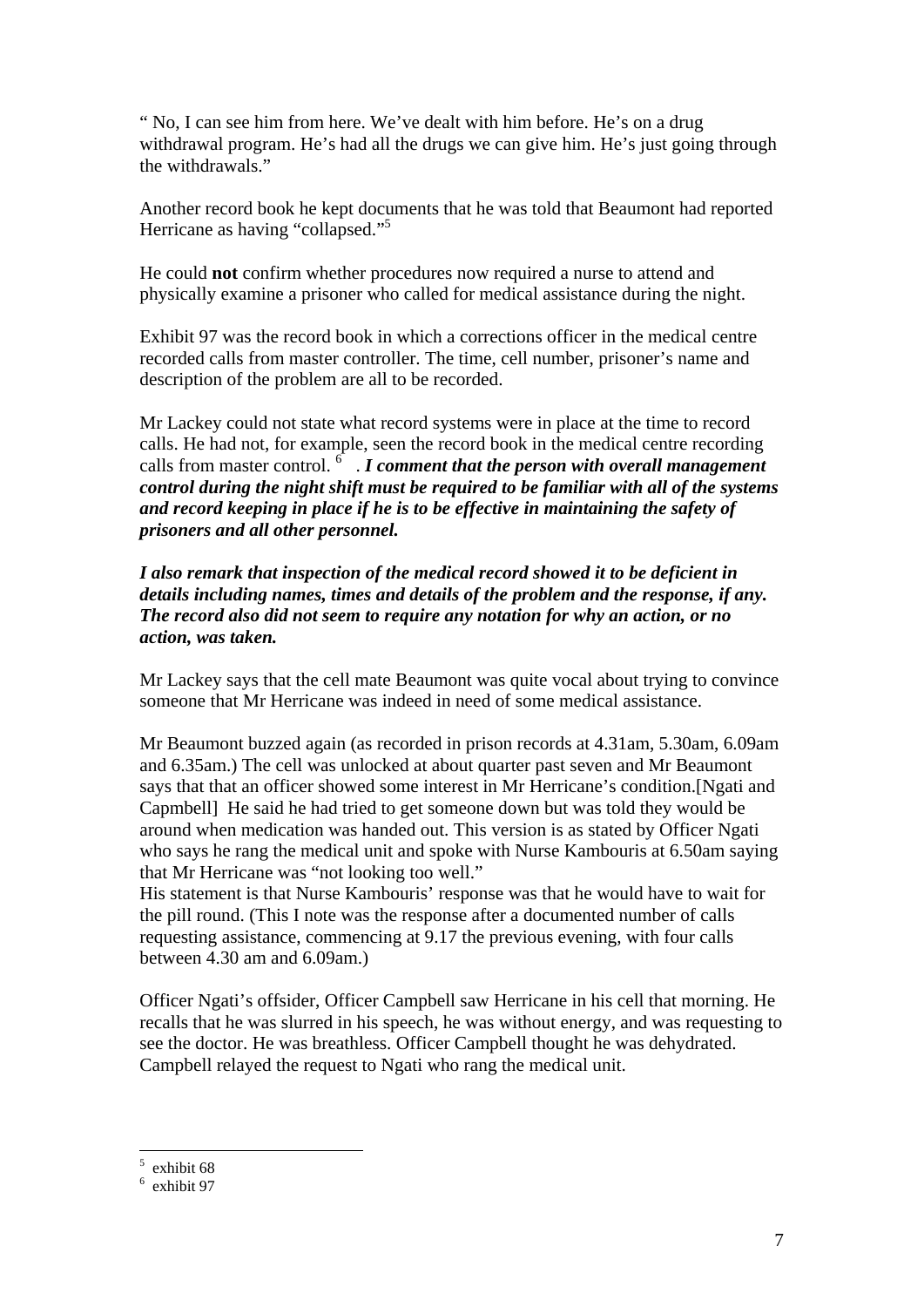" No, I can see him from here. We've dealt with him before. He's on a drug withdrawal program. He's had all the drugs we can give him. He's just going through the withdrawals."

Another record book he kept documents that he was told that Beaumont had reported Herricane as having "collapsed."[5]

He could **not** confirm whether procedures now required a nurse to attend and physically examine a prisoner who called for medical assistance during the night.

Exhibit 97 was the record book in which a corrections officer in the medical centre recorded calls from master controller. The time, cell number, prisoner's name and description of the problem are all to be recorded.

Mr Lackey could not state what record systems were in place at the time to record calls. He had not, for example, seen the record book in the medical centre recording calls from master control. [6] . ***I comment that the person with overall management control during the night shift must be required to be familiar with all of the systems and record keeping in place if he is to be effective in maintaining the safety of prisoners and all other personnel.***

***I also remark that inspection of the medical record showed it to be deficient in details including names, times and details of the problem and the response, if any. The record also did not seem to require any notation for why an action, or no action, was taken.***

Mr Lackey says that the cell mate Beaumont was quite vocal about trying to convince someone that Mr Herricane was indeed in need of some medical assistance.

Mr Beaumont buzzed again (as recorded in prison records at 4.31am, 5.30am, 6.09am and 6.35am.) The cell was unlocked at about quarter past seven and Mr Beaumont says that that an officer showed some interest in Mr Herricane's condition.[Ngati and Capmbell] He said he had tried to get someone down but was told they would be around when medication was handed out. This version is as stated by Officer Ngati who says he rang the medical unit and spoke with Nurse Kambouris at 6.50am saying that Mr Herricane was "not looking too well."
His statement is that Nurse Kambouris' response was that he would have to wait for the pill round. (This I note was the response after a documented number of calls requesting assistance, commencing at 9.17 the previous evening, with four calls between 4.30 am and 6.09am.)

Officer Ngati's offsider, Officer Campbell saw Herricane in his cell that morning. He recalls that he was slurred in his speech, he was without energy, and was requesting to see the doctor. He was breathless. Officer Campbell thought he was dehydrated. Campbell relayed the request to Ngati who rang the medical unit.

---

[5] exhibit 68
[6] exhibit 97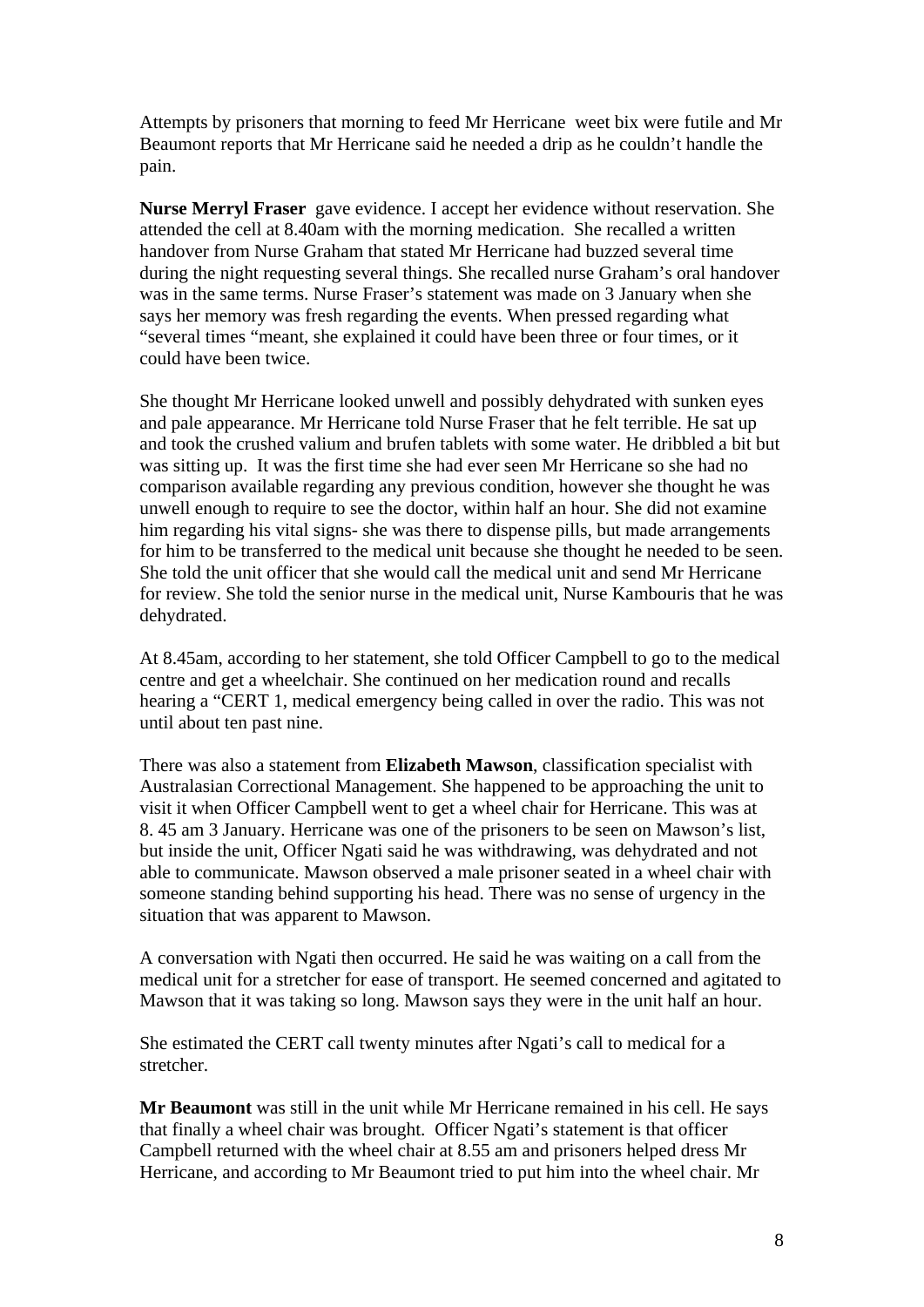Attempts by prisoners that morning to feed Mr Herricane  weet bix were futile and Mr Beaumont reports that Mr Herricane said he needed a drip as he couldn't handle the pain.

**Nurse Merryl Fraser** gave evidence. I accept her evidence without reservation. She attended the cell at 8.40am with the morning medication. She recalled a written handover from Nurse Graham that stated Mr Herricane had buzzed several time during the night requesting several things. She recalled nurse Graham's oral handover was in the same terms. Nurse Fraser's statement was made on 3 January when she says her memory was fresh regarding the events. When pressed regarding what "several times "meant, she explained it could have been three or four times, or it could have been twice.

She thought Mr Herricane looked unwell and possibly dehydrated with sunken eyes and pale appearance. Mr Herricane told Nurse Fraser that he felt terrible. He sat up and took the crushed valium and brufen tablets with some water. He dribbled a bit but was sitting up. It was the first time she had ever seen Mr Herricane so she had no comparison available regarding any previous condition, however she thought he was unwell enough to require to see the doctor, within half an hour. She did not examine him regarding his vital signs- she was there to dispense pills, but made arrangements for him to be transferred to the medical unit because she thought he needed to be seen. She told the unit officer that she would call the medical unit and send Mr Herricane for review. She told the senior nurse in the medical unit, Nurse Kambouris that he was dehydrated.

At 8.45am, according to her statement, she told Officer Campbell to go to the medical centre and get a wheelchair. She continued on her medication round and recalls hearing a "CERT 1, medical emergency being called in over the radio. This was not until about ten past nine.

There was also a statement from **Elizabeth Mawson**, classification specialist with Australasian Correctional Management. She happened to be approaching the unit to visit it when Officer Campbell went to get a wheel chair for Herricane. This was at 8. 45 am 3 January. Herricane was one of the prisoners to be seen on Mawson's list, but inside the unit, Officer Ngati said he was withdrawing, was dehydrated and not able to communicate. Mawson observed a male prisoner seated in a wheel chair with someone standing behind supporting his head. There was no sense of urgency in the situation that was apparent to Mawson.

A conversation with Ngati then occurred. He said he was waiting on a call from the medical unit for a stretcher for ease of transport. He seemed concerned and agitated to Mawson that it was taking so long. Mawson says they were in the unit half an hour.

She estimated the CERT call twenty minutes after Ngati's call to medical for a stretcher.

**Mr Beaumont** was still in the unit while Mr Herricane remained in his cell. He says that finally a wheel chair was brought. Officer Ngati's statement is that officer Campbell returned with the wheel chair at 8.55 am and prisoners helped dress Mr Herricane, and according to Mr Beaumont tried to put him into the wheel chair. Mr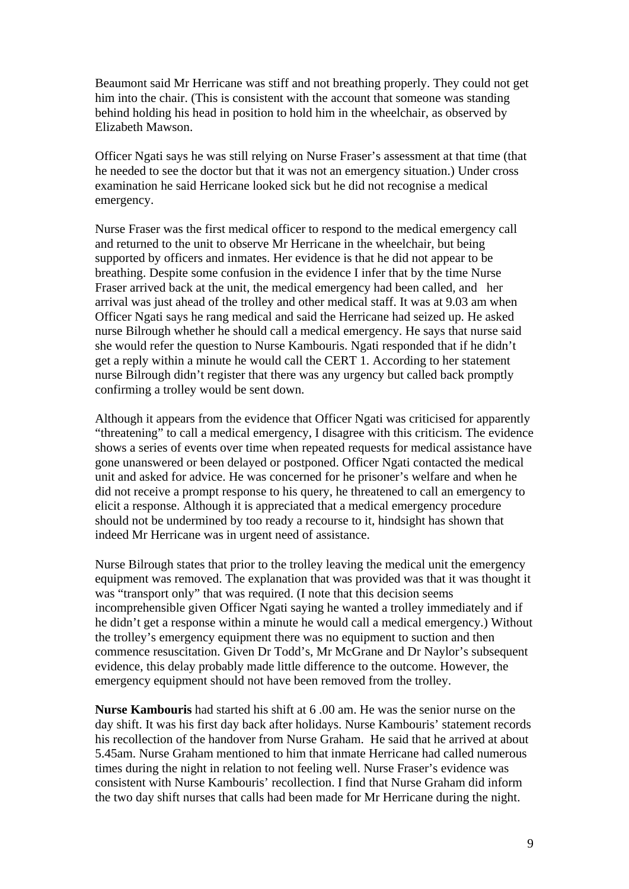Beaumont said Mr Herricane was stiff and not breathing properly. They could not get him into the chair. (This is consistent with the account that someone was standing behind holding his head in position to hold him in the wheelchair, as observed by Elizabeth Mawson.

Officer Ngati says he was still relying on Nurse Fraser's assessment at that time (that he needed to see the doctor but that it was not an emergency situation.) Under cross examination he said Herricane looked sick but he did not recognise a medical emergency.

Nurse Fraser was the first medical officer to respond to the medical emergency call and returned to the unit to observe Mr Herricane in the wheelchair, but being supported by officers and inmates. Her evidence is that he did not appear to be breathing. Despite some confusion in the evidence I infer that by the time Nurse Fraser arrived back at the unit, the medical emergency had been called, and her arrival was just ahead of the trolley and other medical staff. It was at 9.03 am when Officer Ngati says he rang medical and said the Herricane had seized up. He asked nurse Bilrough whether he should call a medical emergency. He says that nurse said she would refer the question to Nurse Kambouris. Ngati responded that if he didn't get a reply within a minute he would call the CERT 1. According to her statement nurse Bilrough didn't register that there was any urgency but called back promptly confirming a trolley would be sent down.

Although it appears from the evidence that Officer Ngati was criticised for apparently "threatening" to call a medical emergency, I disagree with this criticism. The evidence shows a series of events over time when repeated requests for medical assistance have gone unanswered or been delayed or postponed. Officer Ngati contacted the medical unit and asked for advice. He was concerned for he prisoner's welfare and when he did not receive a prompt response to his query, he threatened to call an emergency to elicit a response. Although it is appreciated that a medical emergency procedure should not be undermined by too ready a recourse to it, hindsight has shown that indeed Mr Herricane was in urgent need of assistance.

Nurse Bilrough states that prior to the trolley leaving the medical unit the emergency equipment was removed. The explanation that was provided was that it was thought it was "transport only" that was required. (I note that this decision seems incomprehensible given Officer Ngati saying he wanted a trolley immediately and if he didn't get a response within a minute he would call a medical emergency.) Without the trolley's emergency equipment there was no equipment to suction and then commence resuscitation. Given Dr Todd's, Mr McGrane and Dr Naylor's subsequent evidence, this delay probably made little difference to the outcome. However, the emergency equipment should not have been removed from the trolley.

**Nurse Kambouris** had started his shift at 6 .00 am. He was the senior nurse on the day shift. It was his first day back after holidays. Nurse Kambouris' statement records his recollection of the handover from Nurse Graham. He said that he arrived at about 5.45am. Nurse Graham mentioned to him that inmate Herricane had called numerous times during the night in relation to not feeling well. Nurse Fraser's evidence was consistent with Nurse Kambouris' recollection. I find that Nurse Graham did inform the two day shift nurses that calls had been made for Mr Herricane during the night.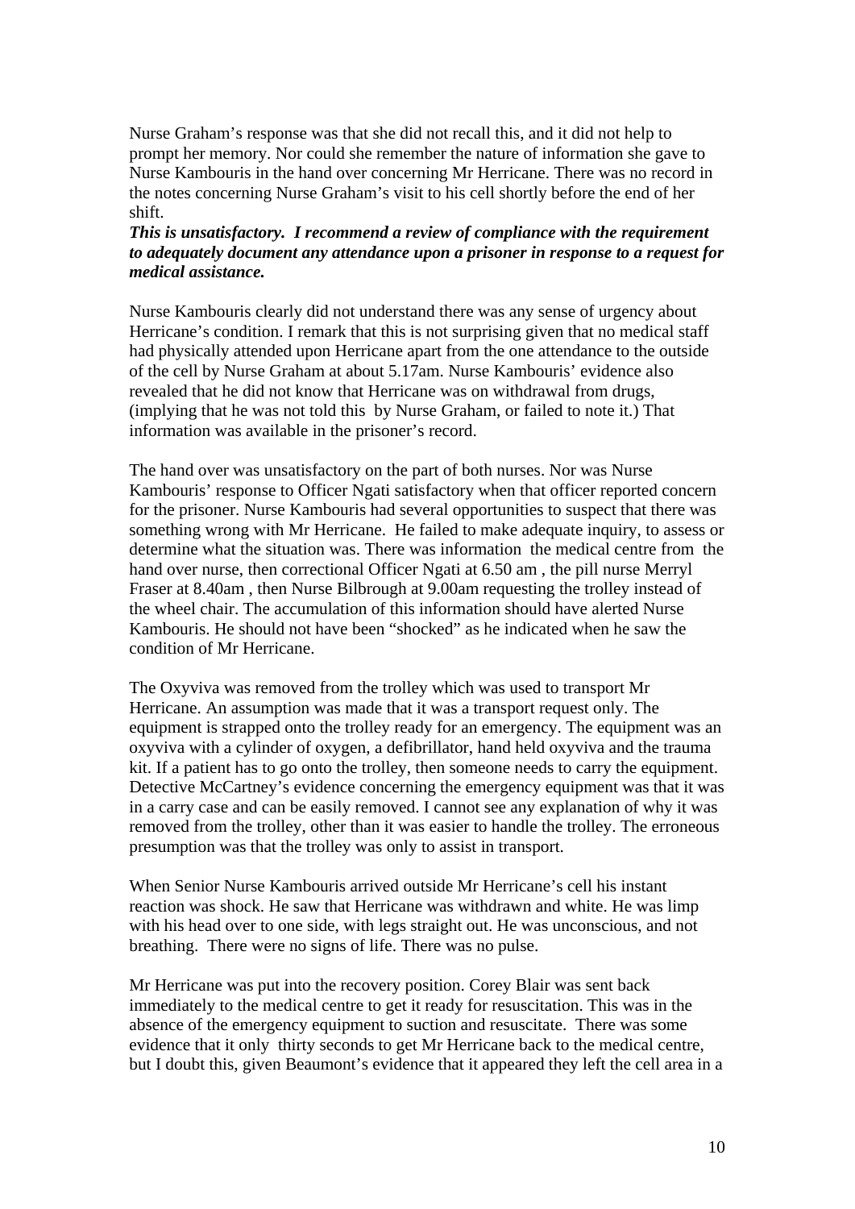Nurse Graham's response was that she did not recall this, and it did not help to prompt her memory. Nor could she remember the nature of information she gave to Nurse Kambouris in the hand over concerning Mr Herricane. There was no record in the notes concerning Nurse Graham's visit to his cell shortly before the end of her shift.

***This is unsatisfactory. I recommend a review of compliance with the requirement to adequately document any attendance upon a prisoner in response to a request for medical assistance.***

Nurse Kambouris clearly did not understand there was any sense of urgency about Herricane's condition. I remark that this is not surprising given that no medical staff had physically attended upon Herricane apart from the one attendance to the outside of the cell by Nurse Graham at about 5.17am. Nurse Kambouris' evidence also revealed that he did not know that Herricane was on withdrawal from drugs, (implying that he was not told this by Nurse Graham, or failed to note it.) That information was available in the prisoner's record.

The hand over was unsatisfactory on the part of both nurses. Nor was Nurse Kambouris' response to Officer Ngati satisfactory when that officer reported concern for the prisoner. Nurse Kambouris had several opportunities to suspect that there was something wrong with Mr Herricane. He failed to make adequate inquiry, to assess or determine what the situation was. There was information the medical centre from the hand over nurse, then correctional Officer Ngati at 6.50 am , the pill nurse Merryl Fraser at 8.40am , then Nurse Bilbrough at 9.00am requesting the trolley instead of the wheel chair. The accumulation of this information should have alerted Nurse Kambouris. He should not have been "shocked" as he indicated when he saw the condition of Mr Herricane.

The Oxyviva was removed from the trolley which was used to transport Mr Herricane. An assumption was made that it was a transport request only. The equipment is strapped onto the trolley ready for an emergency. The equipment was an oxyviva with a cylinder of oxygen, a defibrillator, hand held oxyviva and the trauma kit. If a patient has to go onto the trolley, then someone needs to carry the equipment. Detective McCartney's evidence concerning the emergency equipment was that it was in a carry case and can be easily removed. I cannot see any explanation of why it was removed from the trolley, other than it was easier to handle the trolley. The erroneous presumption was that the trolley was only to assist in transport.

When Senior Nurse Kambouris arrived outside Mr Herricane's cell his instant reaction was shock. He saw that Herricane was withdrawn and white. He was limp with his head over to one side, with legs straight out. He was unconscious, and not breathing. There were no signs of life. There was no pulse.

Mr Herricane was put into the recovery position. Corey Blair was sent back immediately to the medical centre to get it ready for resuscitation. This was in the absence of the emergency equipment to suction and resuscitate. There was some evidence that it only thirty seconds to get Mr Herricane back to the medical centre, but I doubt this, given Beaumont's evidence that it appeared they left the cell area in a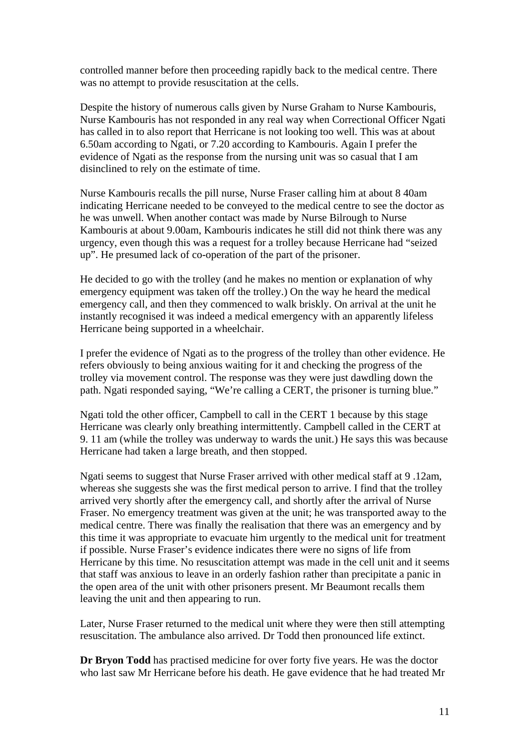controlled manner before then proceeding rapidly back to the medical centre. There was no attempt to provide resuscitation at the cells.

Despite the history of numerous calls given by Nurse Graham to Nurse Kambouris, Nurse Kambouris has not responded in any real way when Correctional Officer Ngati has called in to also report that Herricane is not looking too well. This was at about 6.50am according to Ngati, or 7.20 according to Kambouris. Again I prefer the evidence of Ngati as the response from the nursing unit was so casual that I am disinclined to rely on the estimate of time.

Nurse Kambouris recalls the pill nurse, Nurse Fraser calling him at about 8 40am indicating Herricane needed to be conveyed to the medical centre to see the doctor as he was unwell. When another contact was made by Nurse Bilrough to Nurse Kambouris at about 9.00am, Kambouris indicates he still did not think there was any urgency, even though this was a request for a trolley because Herricane had "seized up". He presumed lack of co-operation of the part of the prisoner.

He decided to go with the trolley (and he makes no mention or explanation of why emergency equipment was taken off the trolley.) On the way he heard the medical emergency call, and then they commenced to walk briskly. On arrival at the unit he instantly recognised it was indeed a medical emergency with an apparently lifeless Herricane being supported in a wheelchair.

I prefer the evidence of Ngati as to the progress of the trolley than other evidence. He refers obviously to being anxious waiting for it and checking the progress of the trolley via movement control. The response was they were just dawdling down the path. Ngati responded saying, "We're calling a CERT, the prisoner is turning blue."

Ngati told the other officer, Campbell to call in the CERT 1 because by this stage Herricane was clearly only breathing intermittently. Campbell called in the CERT at 9. 11 am (while the trolley was underway to wards the unit.) He says this was because Herricane had taken a large breath, and then stopped.

Ngati seems to suggest that Nurse Fraser arrived with other medical staff at 9 .12am, whereas she suggests she was the first medical person to arrive. I find that the trolley arrived very shortly after the emergency call, and shortly after the arrival of Nurse Fraser. No emergency treatment was given at the unit; he was transported away to the medical centre. There was finally the realisation that there was an emergency and by this time it was appropriate to evacuate him urgently to the medical unit for treatment if possible. Nurse Fraser's evidence indicates there were no signs of life from Herricane by this time. No resuscitation attempt was made in the cell unit and it seems that staff was anxious to leave in an orderly fashion rather than precipitate a panic in the open area of the unit with other prisoners present. Mr Beaumont recalls them leaving the unit and then appearing to run.

Later, Nurse Fraser returned to the medical unit where they were then still attempting resuscitation. The ambulance also arrived. Dr Todd then pronounced life extinct.

**Dr Bryon Todd** has practised medicine for over forty five years. He was the doctor who last saw Mr Herricane before his death. He gave evidence that he had treated Mr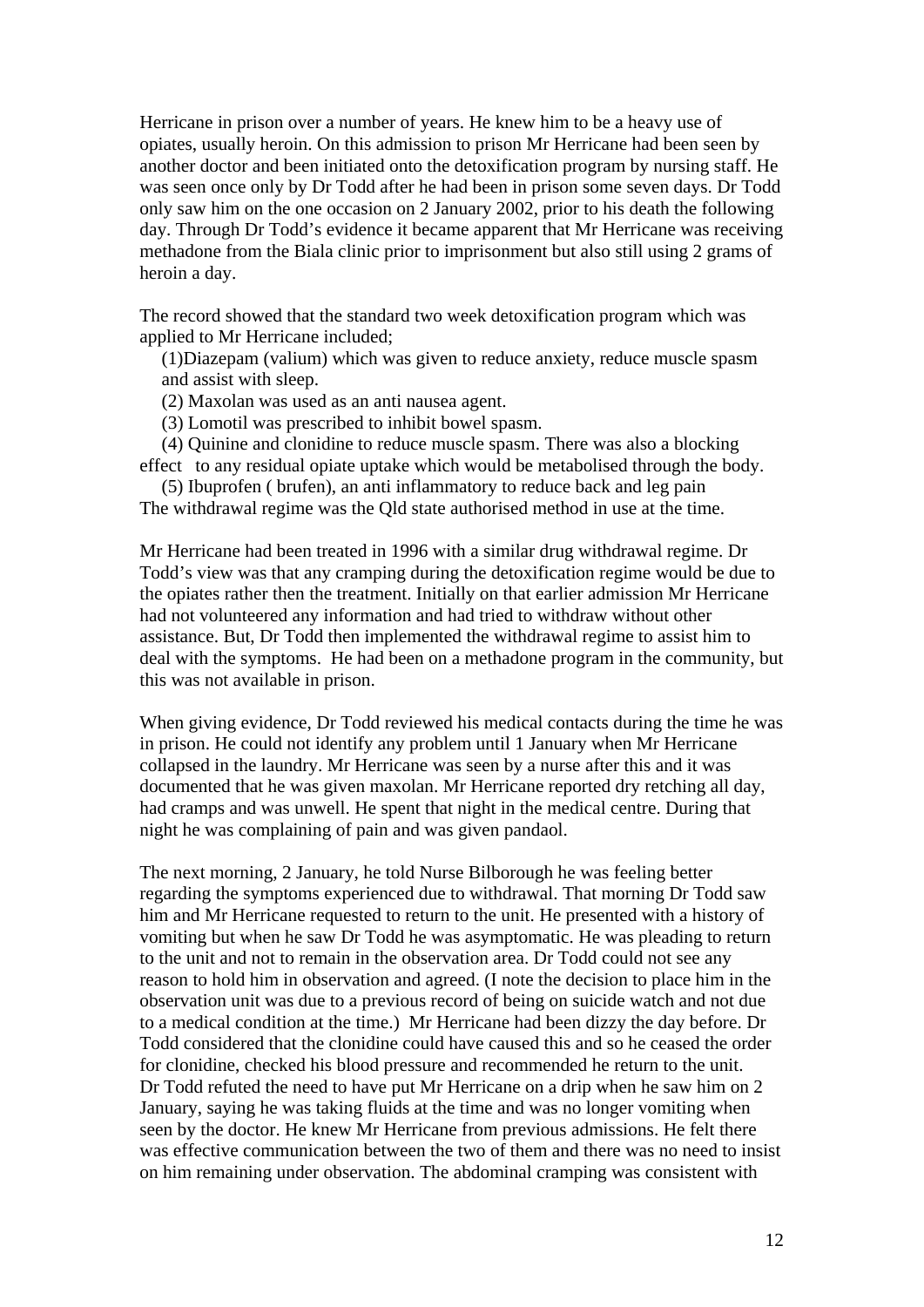Herricane in prison over a number of years. He knew him to be a heavy use of opiates, usually heroin. On this admission to prison Mr Herricane had been seen by another doctor and been initiated onto the detoxification program by nursing staff. He was seen once only by Dr Todd after he had been in prison some seven days. Dr Todd only saw him on the one occasion on 2 January 2002, prior to his death the following day. Through Dr Todd's evidence it became apparent that Mr Herricane was receiving methadone from the Biala clinic prior to imprisonment but also still using 2 grams of heroin a day.

The record showed that the standard two week detoxification program which was applied to Mr Herricane included;

(1)Diazepam (valium) which was given to reduce anxiety, reduce muscle spasm and assist with sleep.

(2) Maxolan was used as an anti nausea agent.

(3) Lomotil was prescribed to inhibit bowel spasm.

(4) Quinine and clonidine to reduce muscle spasm. There was also a blocking effect to any residual opiate uptake which would be metabolised through the body.

(5) Ibuprofen ( brufen), an anti inflammatory to reduce back and leg pain

The withdrawal regime was the Qld state authorised method in use at the time.

Mr Herricane had been treated in 1996 with a similar drug withdrawal regime. Dr Todd's view was that any cramping during the detoxification regime would be due to the opiates rather then the treatment. Initially on that earlier admission Mr Herricane had not volunteered any information and had tried to withdraw without other assistance. But, Dr Todd then implemented the withdrawal regime to assist him to deal with the symptoms. He had been on a methadone program in the community, but this was not available in prison.

When giving evidence, Dr Todd reviewed his medical contacts during the time he was in prison. He could not identify any problem until 1 January when Mr Herricane collapsed in the laundry. Mr Herricane was seen by a nurse after this and it was documented that he was given maxolan. Mr Herricane reported dry retching all day, had cramps and was unwell. He spent that night in the medical centre. During that night he was complaining of pain and was given pandaol.

The next morning, 2 January, he told Nurse Bilborough he was feeling better regarding the symptoms experienced due to withdrawal. That morning Dr Todd saw him and Mr Herricane requested to return to the unit. He presented with a history of vomiting but when he saw Dr Todd he was asymptomatic. He was pleading to return to the unit and not to remain in the observation area. Dr Todd could not see any reason to hold him in observation and agreed. (I note the decision to place him in the observation unit was due to a previous record of being on suicide watch and not due to a medical condition at the time.) Mr Herricane had been dizzy the day before. Dr Todd considered that the clonidine could have caused this and so he ceased the order for clonidine, checked his blood pressure and recommended he return to the unit. Dr Todd refuted the need to have put Mr Herricane on a drip when he saw him on 2 January, saying he was taking fluids at the time and was no longer vomiting when seen by the doctor. He knew Mr Herricane from previous admissions. He felt there was effective communication between the two of them and there was no need to insist on him remaining under observation. The abdominal cramping was consistent with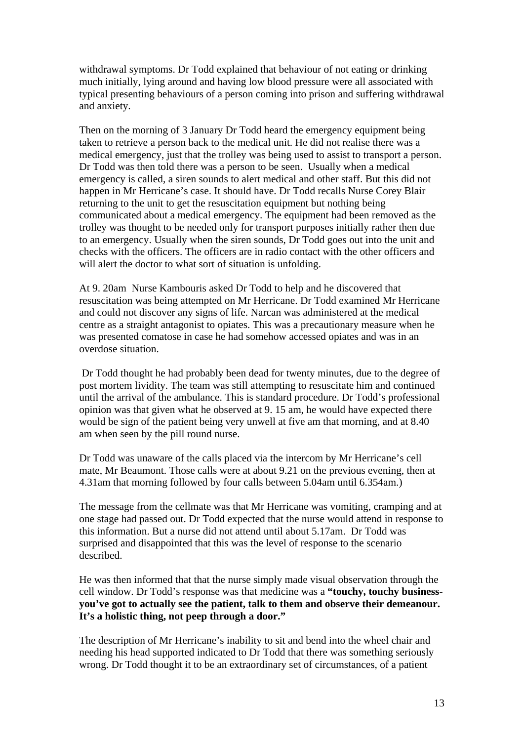withdrawal symptoms. Dr Todd explained that behaviour of not eating or drinking much initially, lying around and having low blood pressure were all associated with typical presenting behaviours of a person coming into prison and suffering withdrawal and anxiety.

Then on the morning of 3 January Dr Todd heard the emergency equipment being taken to retrieve a person back to the medical unit. He did not realise there was a medical emergency, just that the trolley was being used to assist to transport a person. Dr Todd was then told there was a person to be seen. Usually when a medical emergency is called, a siren sounds to alert medical and other staff. But this did not happen in Mr Herricane's case. It should have. Dr Todd recalls Nurse Corey Blair returning to the unit to get the resuscitation equipment but nothing being communicated about a medical emergency. The equipment had been removed as the trolley was thought to be needed only for transport purposes initially rather then due to an emergency. Usually when the siren sounds, Dr Todd goes out into the unit and checks with the officers. The officers are in radio contact with the other officers and will alert the doctor to what sort of situation is unfolding.

At 9. 20am Nurse Kambouris asked Dr Todd to help and he discovered that resuscitation was being attempted on Mr Herricane. Dr Todd examined Mr Herricane and could not discover any signs of life. Narcan was administered at the medical centre as a straight antagonist to opiates. This was a precautionary measure when he was presented comatose in case he had somehow accessed opiates and was in an overdose situation.

Dr Todd thought he had probably been dead for twenty minutes, due to the degree of post mortem lividity. The team was still attempting to resuscitate him and continued until the arrival of the ambulance. This is standard procedure. Dr Todd's professional opinion was that given what he observed at 9. 15 am, he would have expected there would be sign of the patient being very unwell at five am that morning, and at 8.40 am when seen by the pill round nurse.

Dr Todd was unaware of the calls placed via the intercom by Mr Herricane's cell mate, Mr Beaumont. Those calls were at about 9.21 on the previous evening, then at 4.31am that morning followed by four calls between 5.04am until 6.354am.)

The message from the cellmate was that Mr Herricane was vomiting, cramping and at one stage had passed out. Dr Todd expected that the nurse would attend in response to this information. But a nurse did not attend until about 5.17am. Dr Todd was surprised and disappointed that this was the level of response to the scenario described.

He was then informed that that the nurse simply made visual observation through the cell window. Dr Todd's response was that medicine was a **"touchy, touchy business- you've got to actually see the patient, talk to them and observe their demeanour. It's a holistic thing, not peep through a door."**

The description of Mr Herricane's inability to sit and bend into the wheel chair and needing his head supported indicated to Dr Todd that there was something seriously wrong. Dr Todd thought it to be an extraordinary set of circumstances, of a patient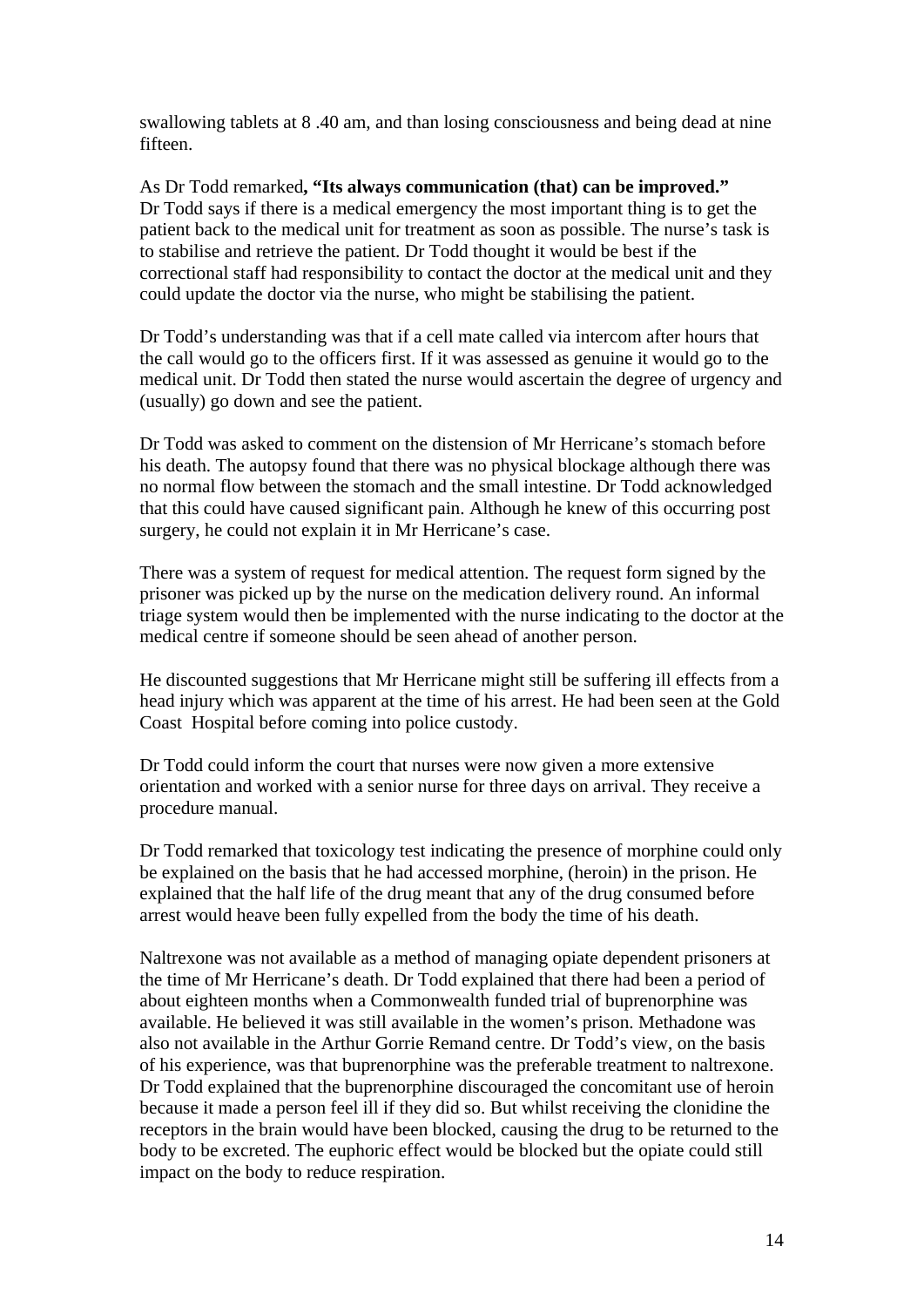swallowing tablets at 8 .40 am, and than losing consciousness and being dead at nine fifteen.

As Dr Todd remarked**, "Its always communication (that) can be improved."** Dr Todd says if there is a medical emergency the most important thing is to get the patient back to the medical unit for treatment as soon as possible. The nurse's task is to stabilise and retrieve the patient. Dr Todd thought it would be best if the correctional staff had responsibility to contact the doctor at the medical unit and they could update the doctor via the nurse, who might be stabilising the patient.

Dr Todd's understanding was that if a cell mate called via intercom after hours that the call would go to the officers first. If it was assessed as genuine it would go to the medical unit. Dr Todd then stated the nurse would ascertain the degree of urgency and (usually) go down and see the patient.

Dr Todd was asked to comment on the distension of Mr Herricane's stomach before his death. The autopsy found that there was no physical blockage although there was no normal flow between the stomach and the small intestine. Dr Todd acknowledged that this could have caused significant pain. Although he knew of this occurring post surgery, he could not explain it in Mr Herricane's case.

There was a system of request for medical attention. The request form signed by the prisoner was picked up by the nurse on the medication delivery round. An informal triage system would then be implemented with the nurse indicating to the doctor at the medical centre if someone should be seen ahead of another person.

He discounted suggestions that Mr Herricane might still be suffering ill effects from a head injury which was apparent at the time of his arrest. He had been seen at the Gold Coast Hospital before coming into police custody.

Dr Todd could inform the court that nurses were now given a more extensive orientation and worked with a senior nurse for three days on arrival. They receive a procedure manual.

Dr Todd remarked that toxicology test indicating the presence of morphine could only be explained on the basis that he had accessed morphine, (heroin) in the prison. He explained that the half life of the drug meant that any of the drug consumed before arrest would heave been fully expelled from the body the time of his death.

Naltrexone was not available as a method of managing opiate dependent prisoners at the time of Mr Herricane's death. Dr Todd explained that there had been a period of about eighteen months when a Commonwealth funded trial of buprenorphine was available. He believed it was still available in the women's prison. Methadone was also not available in the Arthur Gorrie Remand centre. Dr Todd's view, on the basis of his experience, was that buprenorphine was the preferable treatment to naltrexone. Dr Todd explained that the buprenorphine discouraged the concomitant use of heroin because it made a person feel ill if they did so. But whilst receiving the clonidine the receptors in the brain would have been blocked, causing the drug to be returned to the body to be excreted. The euphoric effect would be blocked but the opiate could still impact on the body to reduce respiration.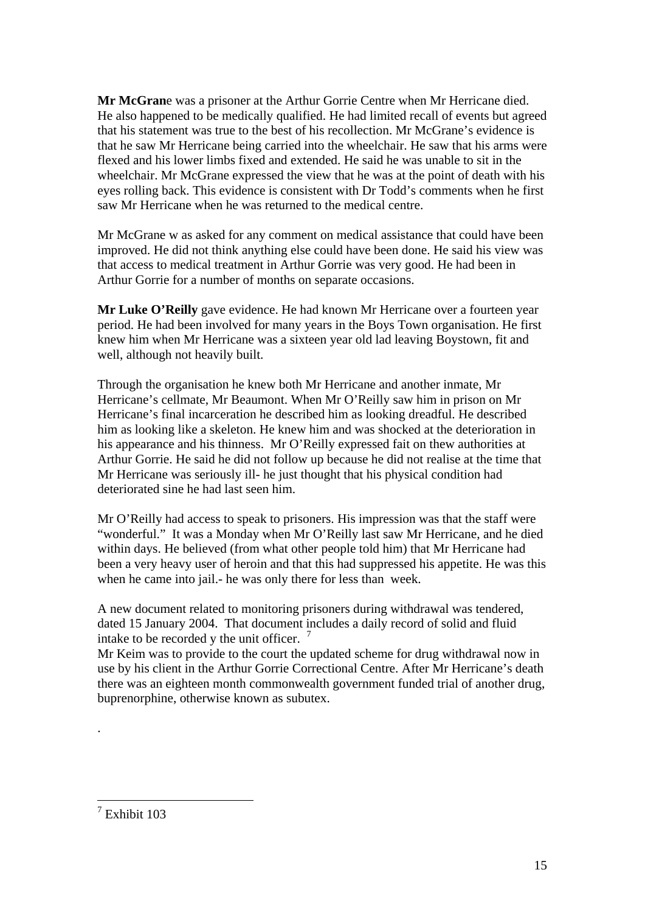**Mr McGrane** was a prisoner at the Arthur Gorrie Centre when Mr Herricane died. He also happened to be medically qualified. He had limited recall of events but agreed that his statement was true to the best of his recollection. Mr McGrane's evidence is that he saw Mr Herricane being carried into the wheelchair. He saw that his arms were flexed and his lower limbs fixed and extended. He said he was unable to sit in the wheelchair. Mr McGrane expressed the view that he was at the point of death with his eyes rolling back. This evidence is consistent with Dr Todd's comments when he first saw Mr Herricane when he was returned to the medical centre.

Mr McGrane w as asked for any comment on medical assistance that could have been improved. He did not think anything else could have been done. He said his view was that access to medical treatment in Arthur Gorrie was very good. He had been in Arthur Gorrie for a number of months on separate occasions.

**Mr Luke O'Reilly** gave evidence. He had known Mr Herricane over a fourteen year period. He had been involved for many years in the Boys Town organisation. He first knew him when Mr Herricane was a sixteen year old lad leaving Boystown, fit and well, although not heavily built.

Through the organisation he knew both Mr Herricane and another inmate, Mr Herricane's cellmate, Mr Beaumont. When Mr O'Reilly saw him in prison on Mr Herricane's final incarceration he described him as looking dreadful. He described him as looking like a skeleton. He knew him and was shocked at the deterioration in his appearance and his thinness. Mr O'Reilly expressed fait on thew authorities at Arthur Gorrie. He said he did not follow up because he did not realise at the time that Mr Herricane was seriously ill- he just thought that his physical condition had deteriorated sine he had last seen him.

Mr O'Reilly had access to speak to prisoners. His impression was that the staff were "wonderful." It was a Monday when Mr O'Reilly last saw Mr Herricane, and he died within days. He believed (from what other people told him) that Mr Herricane had been a very heavy user of heroin and that this had suppressed his appetite. He was this when he came into jail.- he was only there for less than week.

A new document related to monitoring prisoners during withdrawal was tendered, dated 15 January 2004. That document includes a daily record of solid and fluid intake to be recorded y the unit officer. [7]

Mr Keim was to provide to the court the updated scheme for drug withdrawal now in use by his client in the Arthur Gorrie Correctional Centre. After Mr Herricane's death there was an eighteen month commonwealth government funded trial of another drug, buprenorphine, otherwise known as subutex.

.

---

[7] Exhibit 103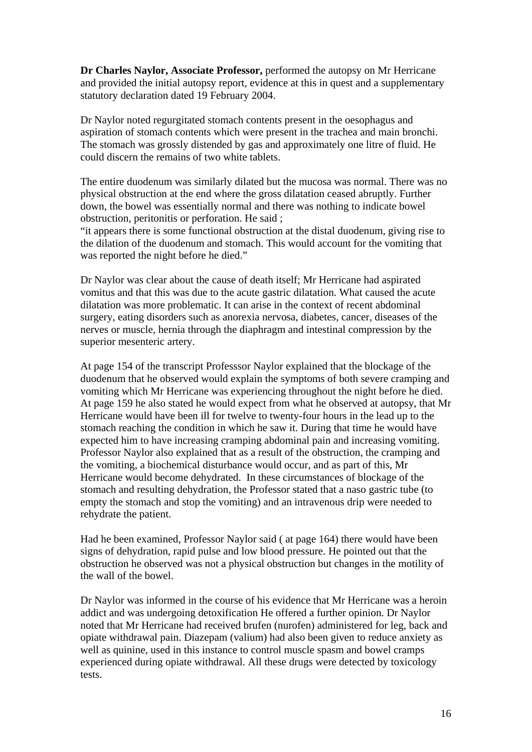**Dr Charles Naylor, Associate Professor,** performed the autopsy on Mr Herricane and provided the initial autopsy report, evidence at this in quest and a supplementary statutory declaration dated 19 February 2004.

Dr Naylor noted regurgitated stomach contents present in the oesophagus and aspiration of stomach contents which were present in the trachea and main bronchi. The stomach was grossly distended by gas and approximately one litre of fluid. He could discern the remains of two white tablets.

The entire duodenum was similarly dilated but the mucosa was normal. There was no physical obstruction at the end where the gross dilatation ceased abruptly. Further down, the bowel was essentially normal and there was nothing to indicate bowel obstruction, peritonitis or perforation. He said ;
"it appears there is some functional obstruction at the distal duodenum, giving rise to the dilation of the duodenum and stomach. This would account for the vomiting that was reported the night before he died."

Dr Naylor was clear about the cause of death itself; Mr Herricane had aspirated vomitus and that this was due to the acute gastric dilatation. What caused the acute dilatation was more problematic. It can arise in the context of recent abdominal surgery, eating disorders such as anorexia nervosa, diabetes, cancer, diseases of the nerves or muscle, hernia through the diaphragm and intestinal compression by the superior mesenteric artery.

At page 154 of the transcript Professsor Naylor explained that the blockage of the duodenum that he observed would explain the symptoms of both severe cramping and vomiting which Mr Herricane was experiencing throughout the night before he died. At page 159 he also stated he would expect from what he observed at autopsy, that Mr Herricane would have been ill for twelve to twenty-four hours in the lead up to the stomach reaching the condition in which he saw it. During that time he would have expected him to have increasing cramping abdominal pain and increasing vomiting. Professor Naylor also explained that as a result of the obstruction, the cramping and the vomiting, a biochemical disturbance would occur, and as part of this, Mr Herricane would become dehydrated. In these circumstances of blockage of the stomach and resulting dehydration, the Professor stated that a naso gastric tube (to empty the stomach and stop the vomiting) and an intravenous drip were needed to rehydrate the patient.

Had he been examined, Professor Naylor said ( at page 164) there would have been signs of dehydration, rapid pulse and low blood pressure. He pointed out that the obstruction he observed was not a physical obstruction but changes in the motility of the wall of the bowel.

Dr Naylor was informed in the course of his evidence that Mr Herricane was a heroin addict and was undergoing detoxification He offered a further opinion. Dr Naylor noted that Mr Herricane had received brufen (nurofen) administered for leg, back and opiate withdrawal pain. Diazepam (valium) had also been given to reduce anxiety as well as quinine, used in this instance to control muscle spasm and bowel cramps experienced during opiate withdrawal. All these drugs were detected by toxicology tests.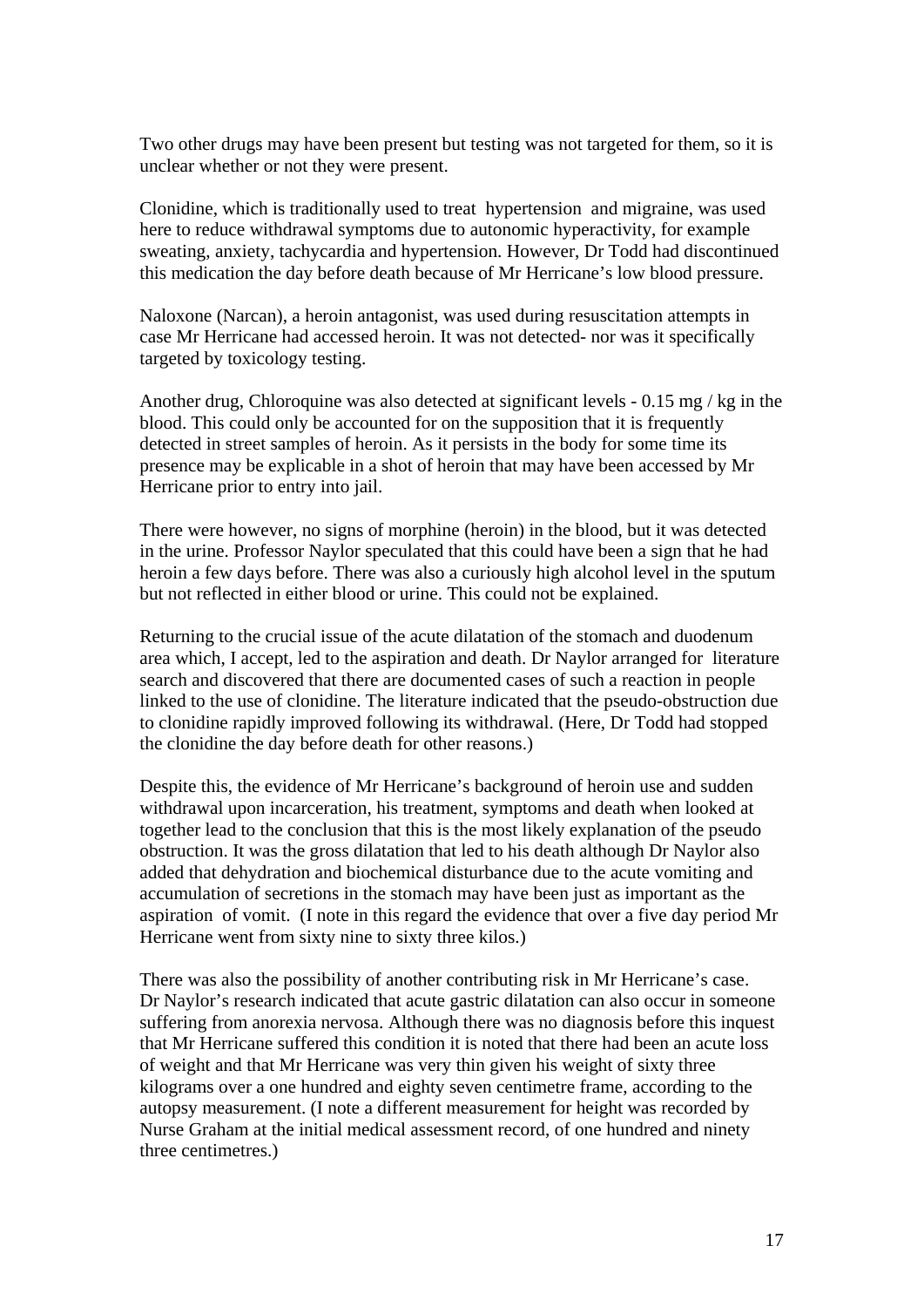Two other drugs may have been present but testing was not targeted for them, so it is unclear whether or not they were present.

Clonidine, which is traditionally used to treat hypertension and migraine, was used here to reduce withdrawal symptoms due to autonomic hyperactivity, for example sweating, anxiety, tachycardia and hypertension. However, Dr Todd had discontinued this medication the day before death because of Mr Herricane's low blood pressure.

Naloxone (Narcan), a heroin antagonist, was used during resuscitation attempts in case Mr Herricane had accessed heroin. It was not detected- nor was it specifically targeted by toxicology testing.

Another drug, Chloroquine was also detected at significant levels - 0.15 mg / kg in the blood. This could only be accounted for on the supposition that it is frequently detected in street samples of heroin. As it persists in the body for some time its presence may be explicable in a shot of heroin that may have been accessed by Mr Herricane prior to entry into jail.

There were however, no signs of morphine (heroin) in the blood, but it was detected in the urine. Professor Naylor speculated that this could have been a sign that he had heroin a few days before. There was also a curiously high alcohol level in the sputum but not reflected in either blood or urine. This could not be explained.

Returning to the crucial issue of the acute dilatation of the stomach and duodenum area which, I accept, led to the aspiration and death. Dr Naylor arranged for literature search and discovered that there are documented cases of such a reaction in people linked to the use of clonidine. The literature indicated that the pseudo-obstruction due to clonidine rapidly improved following its withdrawal. (Here, Dr Todd had stopped the clonidine the day before death for other reasons.)

Despite this, the evidence of Mr Herricane's background of heroin use and sudden withdrawal upon incarceration, his treatment, symptoms and death when looked at together lead to the conclusion that this is the most likely explanation of the pseudo obstruction. It was the gross dilatation that led to his death although Dr Naylor also added that dehydration and biochemical disturbance due to the acute vomiting and accumulation of secretions in the stomach may have been just as important as the aspiration of vomit. (I note in this regard the evidence that over a five day period Mr Herricane went from sixty nine to sixty three kilos.)

There was also the possibility of another contributing risk in Mr Herricane's case. Dr Naylor's research indicated that acute gastric dilatation can also occur in someone suffering from anorexia nervosa. Although there was no diagnosis before this inquest that Mr Herricane suffered this condition it is noted that there had been an acute loss of weight and that Mr Herricane was very thin given his weight of sixty three kilograms over a one hundred and eighty seven centimetre frame, according to the autopsy measurement. (I note a different measurement for height was recorded by Nurse Graham at the initial medical assessment record, of one hundred and ninety three centimetres.)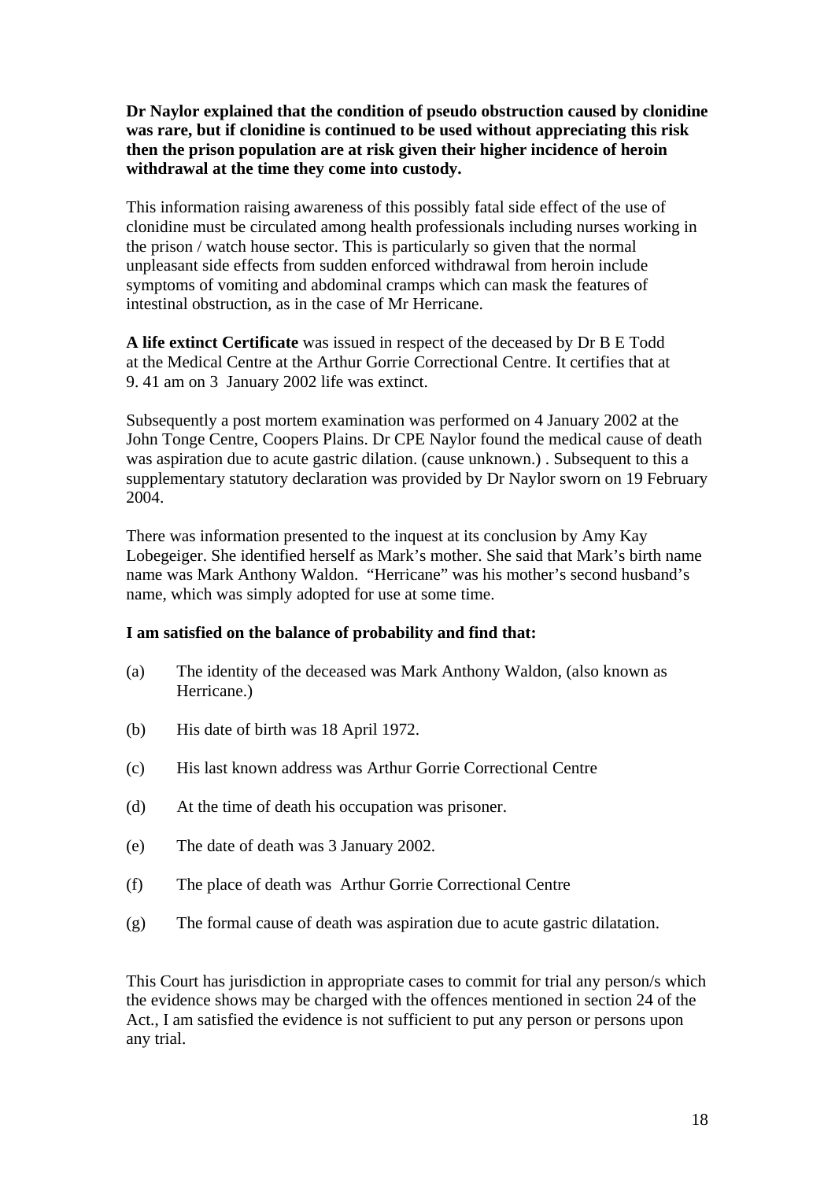**Dr Naylor explained that the condition of pseudo obstruction caused by clonidine was rare, but if clonidine is continued to be used without appreciating this risk then the prison population are at risk given their higher incidence of heroin withdrawal at the time they come into custody.**

This information raising awareness of this possibly fatal side effect of the use of clonidine must be circulated among health professionals including nurses working in the prison / watch house sector. This is particularly so given that the normal unpleasant side effects from sudden enforced withdrawal from heroin include symptoms of vomiting and abdominal cramps which can mask the features of intestinal obstruction, as in the case of Mr Herricane.

**A life extinct Certificate** was issued in respect of the deceased by Dr B E Todd at the Medical Centre at the Arthur Gorrie Correctional Centre. It certifies that at 9. 41 am on 3 January 2002 life was extinct.

Subsequently a post mortem examination was performed on 4 January 2002 at the John Tonge Centre, Coopers Plains. Dr CPE Naylor found the medical cause of death was aspiration due to acute gastric dilation. (cause unknown.) . Subsequent to this a supplementary statutory declaration was provided by Dr Naylor sworn on 19 February 2004.

There was information presented to the inquest at its conclusion by Amy Kay Lobegeiger. She identified herself as Mark's mother. She said that Mark's birth name name was Mark Anthony Waldon. "Herricane" was his mother's second husband's name, which was simply adopted for use at some time.

**I am satisfied on the balance of probability and find that:**

(a) The identity of the deceased was Mark Anthony Waldon, (also known as Herricane.)

(b) His date of birth was 18 April 1972.

(c) His last known address was Arthur Gorrie Correctional Centre

(d) At the time of death his occupation was prisoner.

(e) The date of death was 3 January 2002.

(f) The place of death was Arthur Gorrie Correctional Centre

(g) The formal cause of death was aspiration due to acute gastric dilatation.

This Court has jurisdiction in appropriate cases to commit for trial any person/s which the evidence shows may be charged with the offences mentioned in section 24 of the Act., I am satisfied the evidence is not sufficient to put any person or persons upon any trial.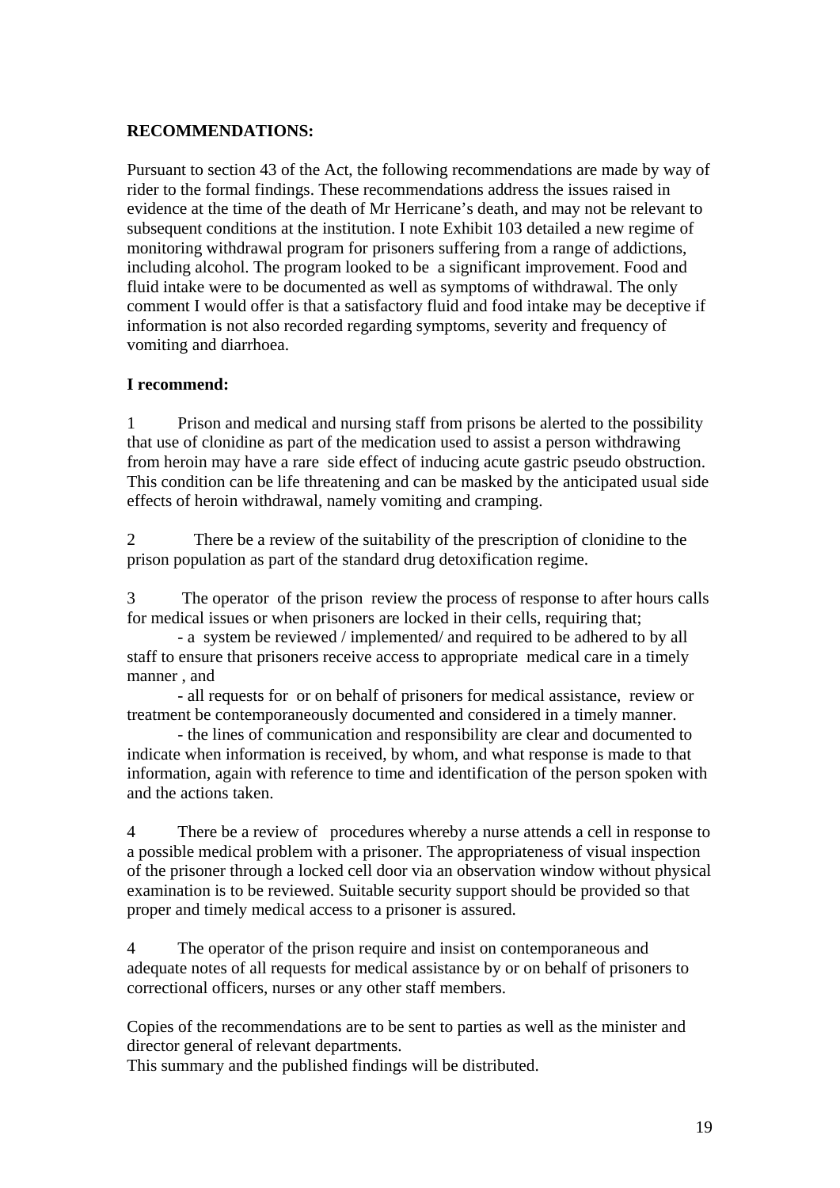**RECOMMENDATIONS:**

Pursuant to section 43 of the Act, the following recommendations are made by way of rider to the formal findings. These recommendations address the issues raised in evidence at the time of the death of Mr Herricane's death, and may not be relevant to subsequent conditions at the institution. I note Exhibit 103 detailed a new regime of monitoring withdrawal program for prisoners suffering from a range of addictions, including alcohol. The program looked to be a significant improvement. Food and fluid intake were to be documented as well as symptoms of withdrawal. The only comment I would offer is that a satisfactory fluid and food intake may be deceptive if information is not also recorded regarding symptoms, severity and frequency of vomiting and diarrhoea.

**I recommend:**

1 Prison and medical and nursing staff from prisons be alerted to the possibility that use of clonidine as part of the medication used to assist a person withdrawing from heroin may have a rare side effect of inducing acute gastric pseudo obstruction. This condition can be life threatening and can be masked by the anticipated usual side effects of heroin withdrawal, namely vomiting and cramping.

2 There be a review of the suitability of the prescription of clonidine to the prison population as part of the standard drug detoxification regime.

3 The operator of the prison review the process of response to after hours calls for medical issues or when prisoners are locked in their cells, requiring that;

- a system be reviewed / implemented/ and required to be adhered to by all staff to ensure that prisoners receive access to appropriate medical care in a timely manner , and
- all requests for or on behalf of prisoners for medical assistance, review or treatment be contemporaneously documented and considered in a timely manner.
- the lines of communication and responsibility are clear and documented to indicate when information is received, by whom, and what response is made to that information, again with reference to time and identification of the person spoken with and the actions taken.

4 There be a review of procedures whereby a nurse attends a cell in response to a possible medical problem with a prisoner. The appropriateness of visual inspection of the prisoner through a locked cell door via an observation window without physical examination is to be reviewed. Suitable security support should be provided so that proper and timely medical access to a prisoner is assured.

4 The operator of the prison require and insist on contemporaneous and adequate notes of all requests for medical assistance by or on behalf of prisoners to correctional officers, nurses or any other staff members.

Copies of the recommendations are to be sent to parties as well as the minister and director general of relevant departments.
This summary and the published findings will be distributed.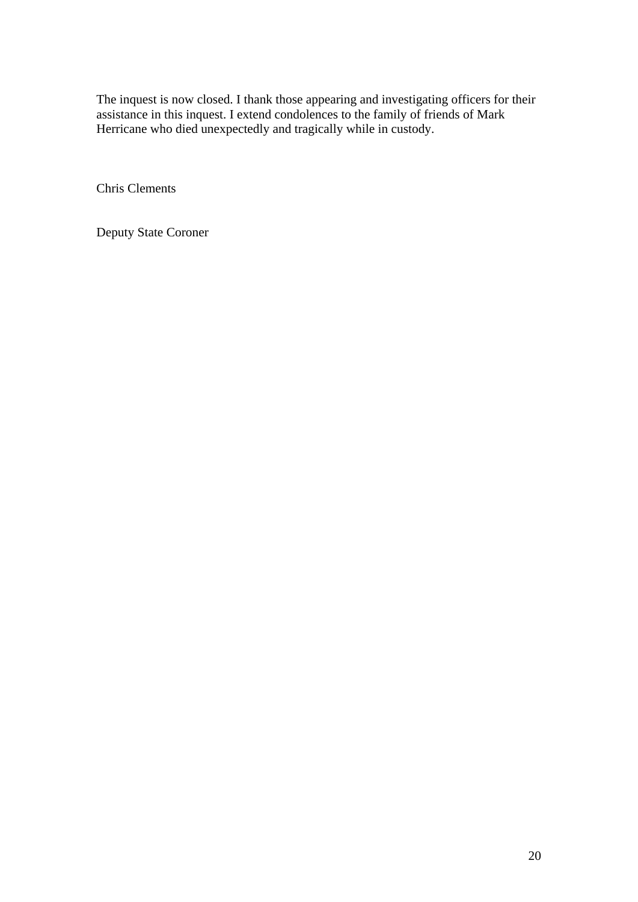The inquest is now closed. I thank those appearing and investigating officers for their assistance in this inquest. I extend condolences to the family of friends of Mark Herricane who died unexpectedly and tragically while in custody.

Chris Clements

Deputy State Coroner